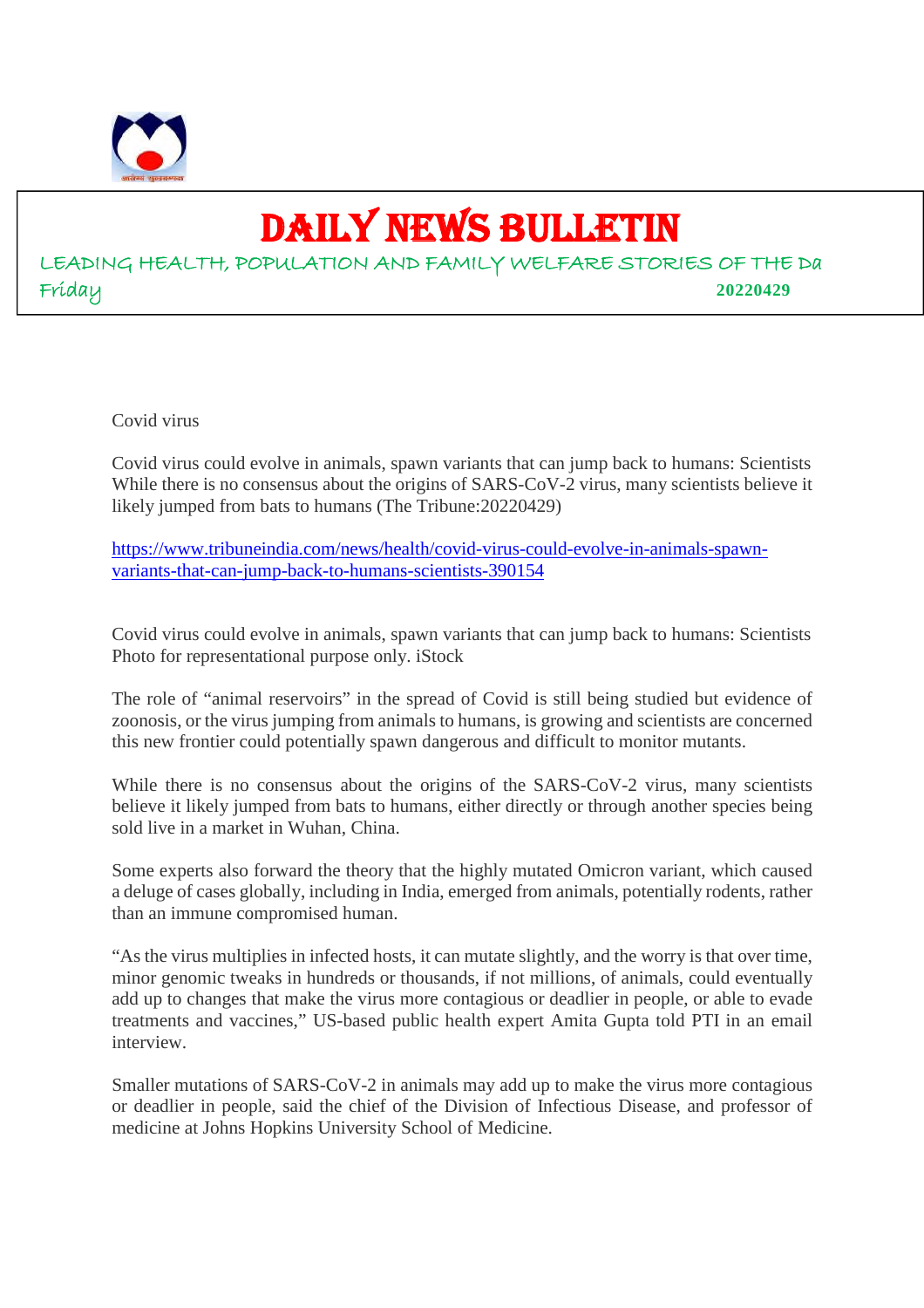# DAILY NEWS BULLETIN

LEADING HEALTH, POPULATION AND FAMILY WELFARE STORIES OF THE Da

Friday 20220429

Covid virus

Covid virus could evolve in animals, spawn variants that can jump back to humans: Scientists
While there is no consensus about the origins of SARS-CoV-2 virus, many scientists believe it likely jumped from bats to humans (The Tribune:20220429)

https://www.tribuneindia.com/news/health/covid-virus-could-evolve-in-animals-spawn-variants-that-can-jump-back-to-humans-scientists-390154

Covid virus could evolve in animals, spawn variants that can jump back to humans: Scientists
Photo for representational purpose only. iStock

The role of "animal reservoirs" in the spread of Covid is still being studied but evidence of zoonosis, or the virus jumping from animals to humans, is growing and scientists are concerned this new frontier could potentially spawn dangerous and difficult to monitor mutants.

While there is no consensus about the origins of the SARS-CoV-2 virus, many scientists believe it likely jumped from bats to humans, either directly or through another species being sold live in a market in Wuhan, China.

Some experts also forward the theory that the highly mutated Omicron variant, which caused a deluge of cases globally, including in India, emerged from animals, potentially rodents, rather than an immune compromised human.

"As the virus multiplies in infected hosts, it can mutate slightly, and the worry is that over time, minor genomic tweaks in hundreds or thousands, if not millions, of animals, could eventually add up to changes that make the virus more contagious or deadlier in people, or able to evade treatments and vaccines," US-based public health expert Amita Gupta told PTI in an email interview.

Smaller mutations of SARS-CoV-2 in animals may add up to make the virus more contagious or deadlier in people, said the chief of the Division of Infectious Disease, and professor of medicine at Johns Hopkins University School of Medicine.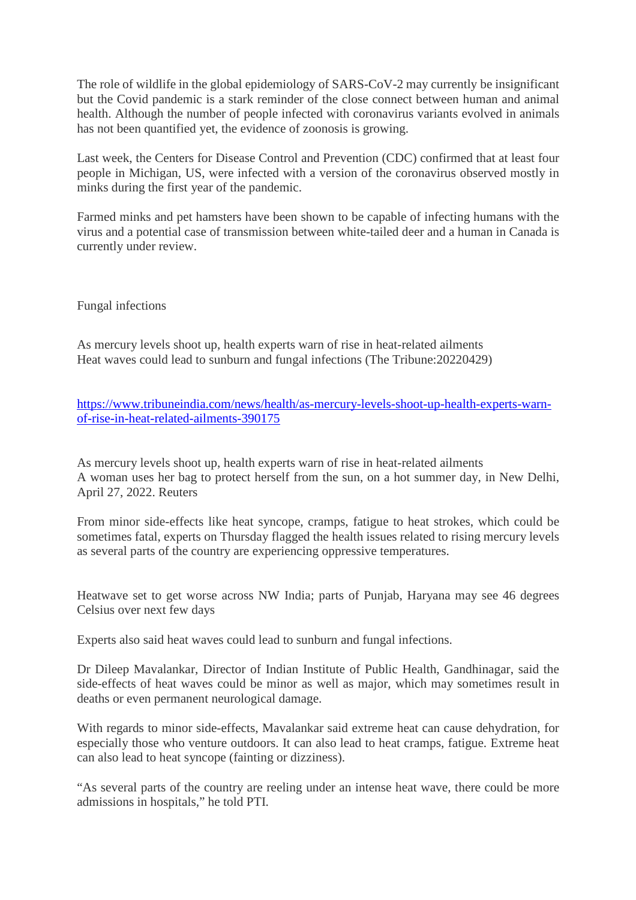The role of wildlife in the global epidemiology of SARS-CoV-2 may currently be insignificant but the Covid pandemic is a stark reminder of the close connect between human and animal health. Although the number of people infected with coronavirus variants evolved in animals has not been quantified yet, the evidence of zoonosis is growing.

Last week, the Centers for Disease Control and Prevention (CDC) confirmed that at least four people in Michigan, US, were infected with a version of the coronavirus observed mostly in minks during the first year of the pandemic.

Farmed minks and pet hamsters have been shown to be capable of infecting humans with the virus and a potential case of transmission between white-tailed deer and a human in Canada is currently under review.

Fungal infections

As mercury levels shoot up, health experts warn of rise in heat-related ailments
Heat waves could lead to sunburn and fungal infections (The Tribune:20220429)

https://www.tribuneindia.com/news/health/as-mercury-levels-shoot-up-health-experts-warn-of-rise-in-heat-related-ailments-390175

As mercury levels shoot up, health experts warn of rise in heat-related ailments
A woman uses her bag to protect herself from the sun, on a hot summer day, in New Delhi, April 27, 2022. Reuters

From minor side-effects like heat syncope, cramps, fatigue to heat strokes, which could be sometimes fatal, experts on Thursday flagged the health issues related to rising mercury levels as several parts of the country are experiencing oppressive temperatures.

Heatwave set to get worse across NW India; parts of Punjab, Haryana may see 46 degrees Celsius over next few days

Experts also said heat waves could lead to sunburn and fungal infections.

Dr Dileep Mavalankar, Director of Indian Institute of Public Health, Gandhinagar, said the side-effects of heat waves could be minor as well as major, which may sometimes result in deaths or even permanent neurological damage.

With regards to minor side-effects, Mavalankar said extreme heat can cause dehydration, for especially those who venture outdoors. It can also lead to heat cramps, fatigue. Extreme heat can also lead to heat syncope (fainting or dizziness).

"As several parts of the country are reeling under an intense heat wave, there could be more admissions in hospitals," he told PTI.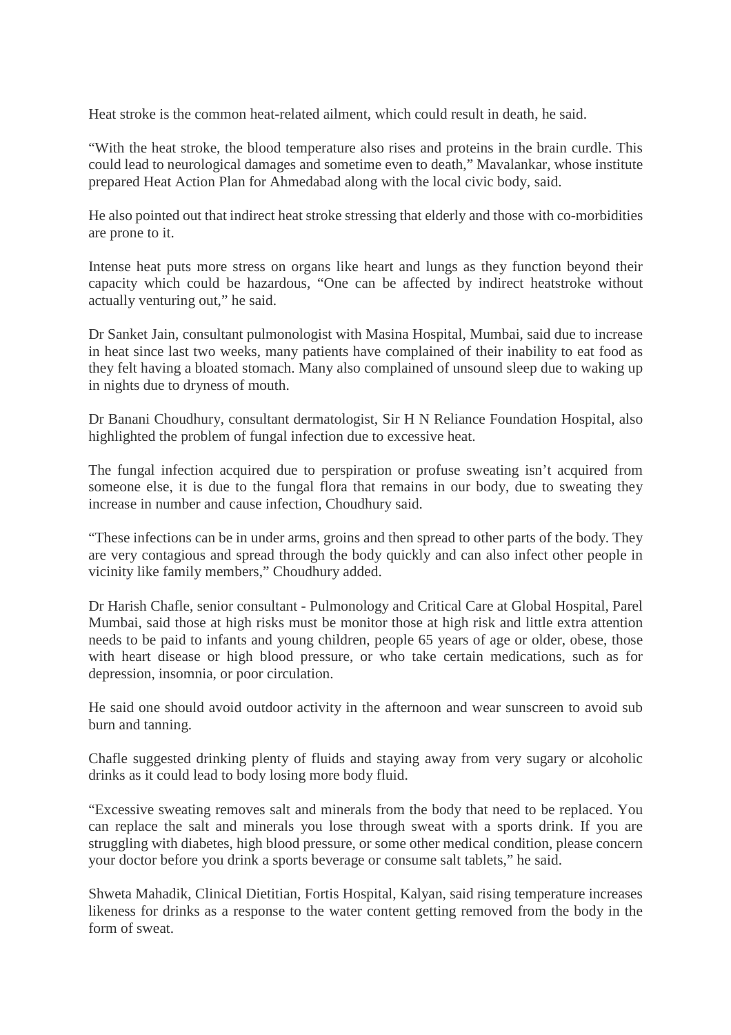Heat stroke is the common heat-related ailment, which could result in death, he said.

"With the heat stroke, the blood temperature also rises and proteins in the brain curdle. This could lead to neurological damages and sometime even to death," Mavalankar, whose institute prepared Heat Action Plan for Ahmedabad along with the local civic body, said.

He also pointed out that indirect heat stroke stressing that elderly and those with co-morbidities are prone to it.

Intense heat puts more stress on organs like heart and lungs as they function beyond their capacity which could be hazardous, "One can be affected by indirect heatstroke without actually venturing out," he said.

Dr Sanket Jain, consultant pulmonologist with Masina Hospital, Mumbai, said due to increase in heat since last two weeks, many patients have complained of their inability to eat food as they felt having a bloated stomach. Many also complained of unsound sleep due to waking up in nights due to dryness of mouth.

Dr Banani Choudhury, consultant dermatologist, Sir H N Reliance Foundation Hospital, also highlighted the problem of fungal infection due to excessive heat.

The fungal infection acquired due to perspiration or profuse sweating isn't acquired from someone else, it is due to the fungal flora that remains in our body, due to sweating they increase in number and cause infection, Choudhury said.

"These infections can be in under arms, groins and then spread to other parts of the body. They are very contagious and spread through the body quickly and can also infect other people in vicinity like family members," Choudhury added.

Dr Harish Chafle, senior consultant - Pulmonology and Critical Care at Global Hospital, Parel Mumbai, said those at high risks must be monitor those at high risk and little extra attention needs to be paid to infants and young children, people 65 years of age or older, obese, those with heart disease or high blood pressure, or who take certain medications, such as for depression, insomnia, or poor circulation.

He said one should avoid outdoor activity in the afternoon and wear sunscreen to avoid sub burn and tanning.

Chafle suggested drinking plenty of fluids and staying away from very sugary or alcoholic drinks as it could lead to body losing more body fluid.

"Excessive sweating removes salt and minerals from the body that need to be replaced. You can replace the salt and minerals you lose through sweat with a sports drink. If you are struggling with diabetes, high blood pressure, or some other medical condition, please concern your doctor before you drink a sports beverage or consume salt tablets," he said.

Shweta Mahadik, Clinical Dietitian, Fortis Hospital, Kalyan, said rising temperature increases likeness for drinks as a response to the water content getting removed from the body in the form of sweat.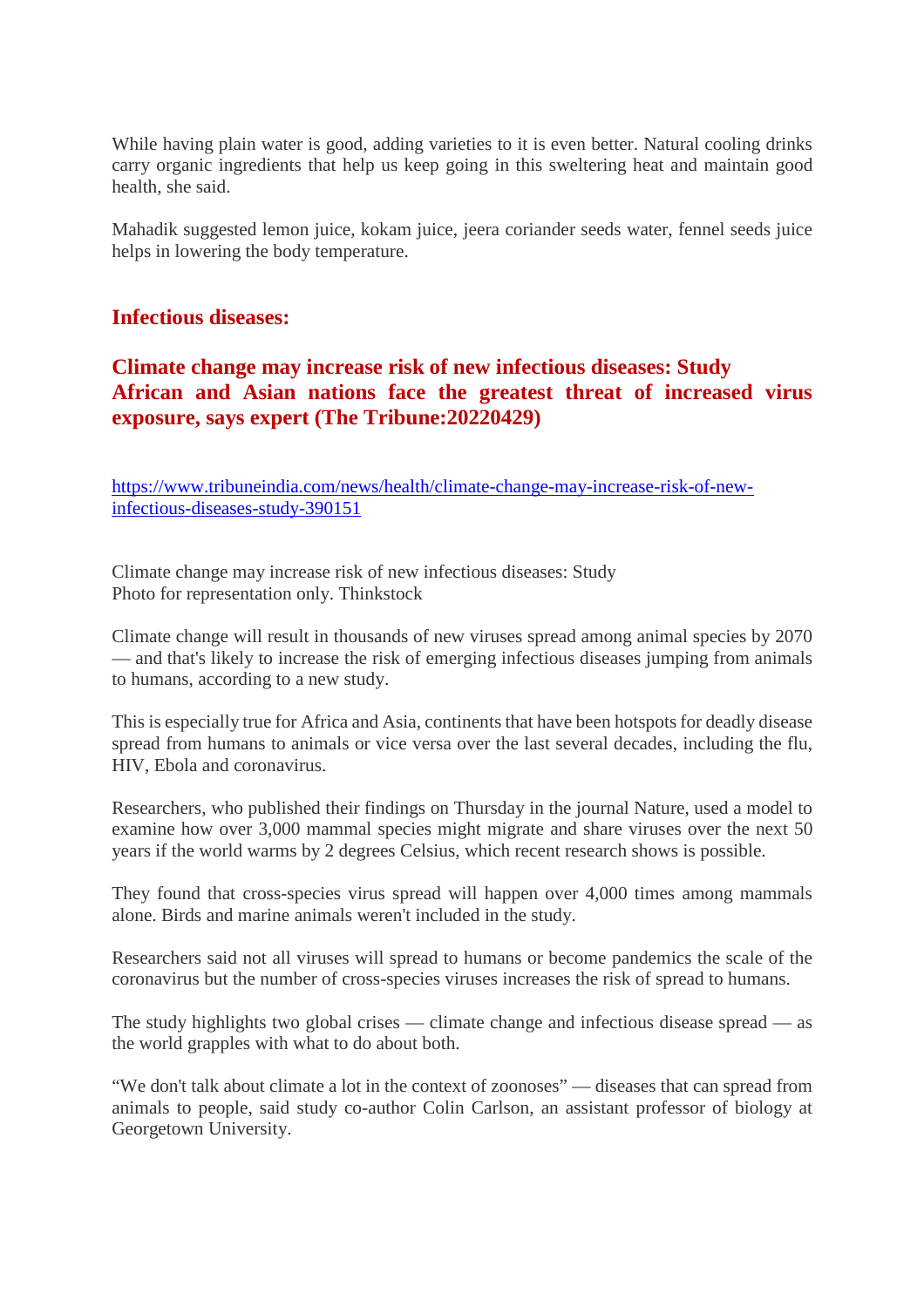While having plain water is good, adding varieties to it is even better. Natural cooling drinks carry organic ingredients that help us keep going in this sweltering heat and maintain good health, she said.

Mahadik suggested lemon juice, kokam juice, jeera coriander seeds water, fennel seeds juice helps in lowering the body temperature.

## Infectious diseases:

## Climate change may increase risk of new infectious diseases: Study African and Asian nations face the greatest threat of increased virus exposure, says expert (The Tribune:20220429)

https://www.tribuneindia.com/news/health/climate-change-may-increase-risk-of-new-infectious-diseases-study-390151

Climate change may increase risk of new infectious diseases: Study
Photo for representation only. Thinkstock

Climate change will result in thousands of new viruses spread among animal species by 2070 — and that's likely to increase the risk of emerging infectious diseases jumping from animals to humans, according to a new study.

This is especially true for Africa and Asia, continents that have been hotspots for deadly disease spread from humans to animals or vice versa over the last several decades, including the flu, HIV, Ebola and coronavirus.

Researchers, who published their findings on Thursday in the journal Nature, used a model to examine how over 3,000 mammal species might migrate and share viruses over the next 50 years if the world warms by 2 degrees Celsius, which recent research shows is possible.

They found that cross-species virus spread will happen over 4,000 times among mammals alone. Birds and marine animals weren't included in the study.

Researchers said not all viruses will spread to humans or become pandemics the scale of the coronavirus but the number of cross-species viruses increases the risk of spread to humans.

The study highlights two global crises — climate change and infectious disease spread — as the world grapples with what to do about both.

“We don't talk about climate a lot in the context of zoonoses” — diseases that can spread from animals to people, said study co-author Colin Carlson, an assistant professor of biology at Georgetown University.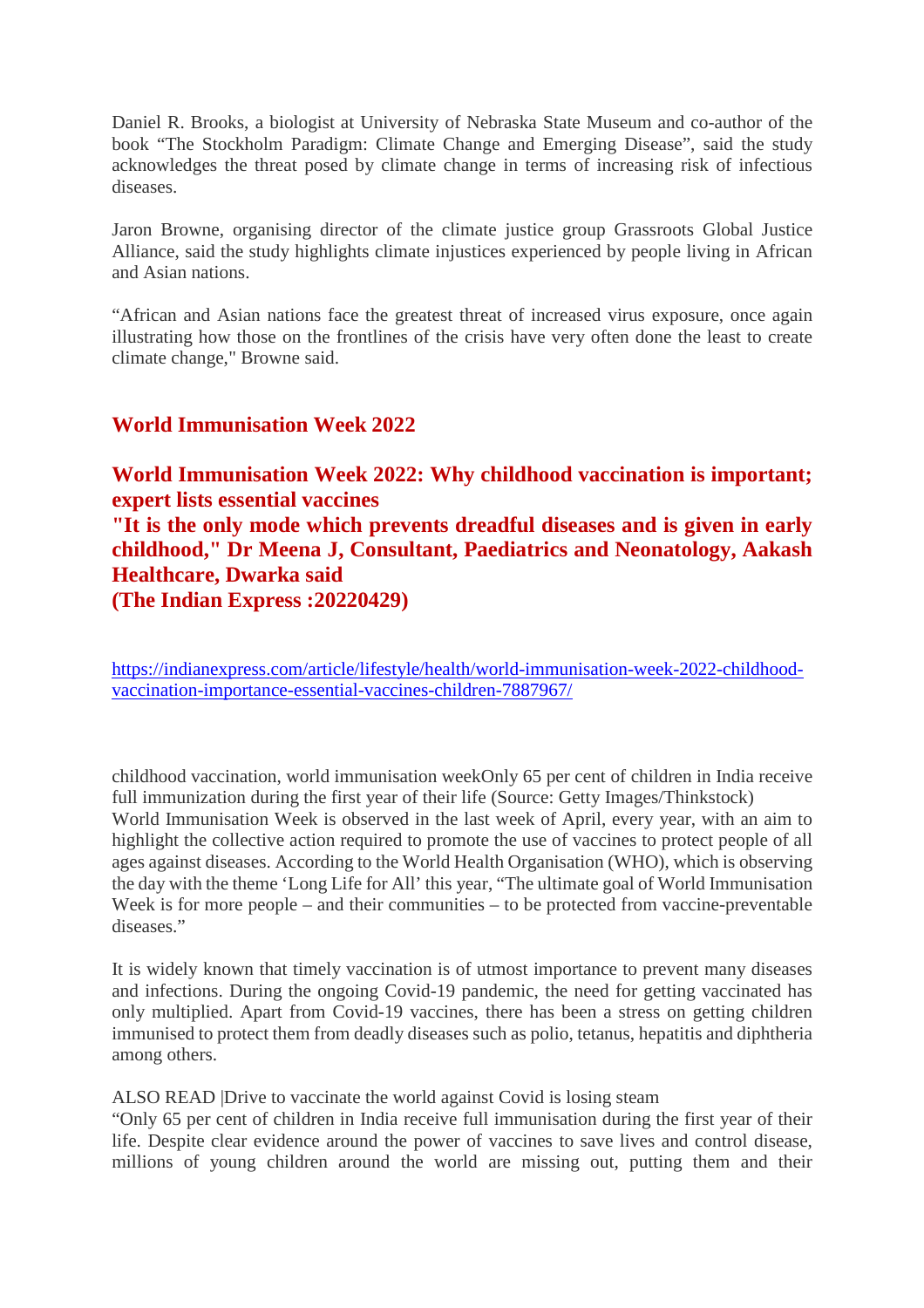Daniel R. Brooks, a biologist at University of Nebraska State Museum and co-author of the book “The Stockholm Paradigm: Climate Change and Emerging Disease”, said the study acknowledges the threat posed by climate change in terms of increasing risk of infectious diseases.

Jaron Browne, organising director of the climate justice group Grassroots Global Justice Alliance, said the study highlights climate injustices experienced by people living in African and Asian nations.

“African and Asian nations face the greatest threat of increased virus exposure, once again illustrating how those on the frontlines of the crisis have very often done the least to create climate change," Browne said.

## World Immunisation Week 2022

**World Immunisation Week 2022: Why childhood vaccination is important; expert lists essential vaccines**
**"It is the only mode which prevents dreadful diseases and is given in early childhood," Dr Meena J, Consultant, Paediatrics and Neonatology, Aakash Healthcare, Dwarka said**
**(The Indian Express :20220429)**

https://indianexpress.com/article/lifestyle/health/world-immunisation-week-2022-childhood-vaccination-importance-essential-vaccines-children-7887967/

childhood vaccination, world immunisation weekOnly 65 per cent of children in India receive full immunization during the first year of their life (Source: Getty Images/Thinkstock)
World Immunisation Week is observed in the last week of April, every year, with an aim to highlight the collective action required to promote the use of vaccines to protect people of all ages against diseases. According to the World Health Organisation (WHO), which is observing the day with the theme ‘Long Life for All’ this year, “The ultimate goal of World Immunisation Week is for more people – and their communities – to be protected from vaccine-preventable diseases.”

It is widely known that timely vaccination is of utmost importance to prevent many diseases and infections. During the ongoing Covid-19 pandemic, the need for getting vaccinated has only multiplied. Apart from Covid-19 vaccines, there has been a stress on getting children immunised to protect them from deadly diseases such as polio, tetanus, hepatitis and diphtheria among others.

ALSO READ |Drive to vaccinate the world against Covid is losing steam
“Only 65 per cent of children in India receive full immunisation during the first year of their life. Despite clear evidence around the power of vaccines to save lives and control disease, millions of young children around the world are missing out, putting them and their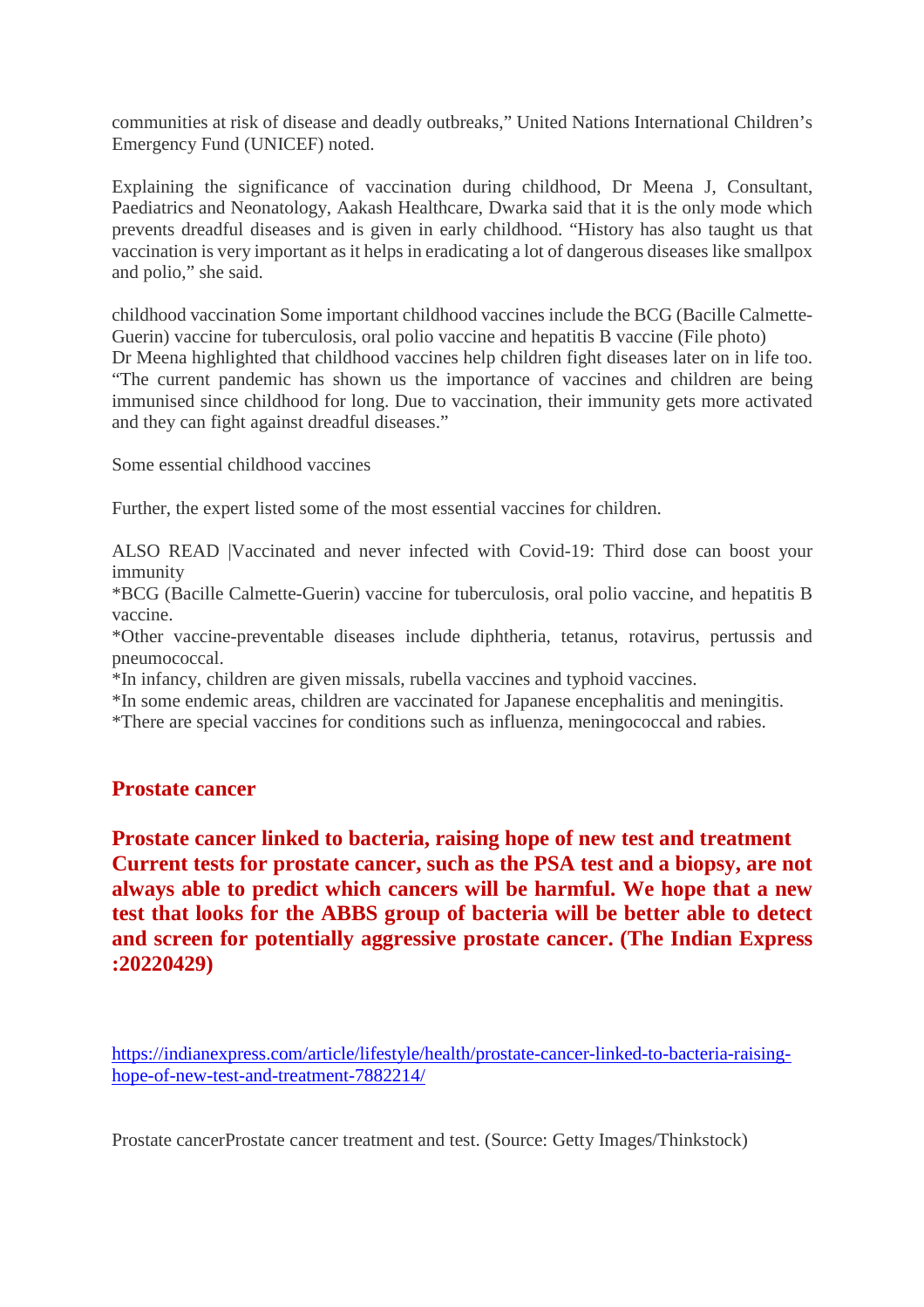communities at risk of disease and deadly outbreaks," United Nations International Children's Emergency Fund (UNICEF) noted.

Explaining the significance of vaccination during childhood, Dr Meena J, Consultant, Paediatrics and Neonatology, Aakash Healthcare, Dwarka said that it is the only mode which prevents dreadful diseases and is given in early childhood. "History has also taught us that vaccination is very important as it helps in eradicating a lot of dangerous diseases like smallpox and polio," she said.

childhood vaccination Some important childhood vaccines include the BCG (Bacille Calmette-Guerin) vaccine for tuberculosis, oral polio vaccine and hepatitis B vaccine (File photo)
Dr Meena highlighted that childhood vaccines help children fight diseases later on in life too. "The current pandemic has shown us the importance of vaccines and children are being immunised since childhood for long. Due to vaccination, their immunity gets more activated and they can fight against dreadful diseases."

Some essential childhood vaccines

Further, the expert listed some of the most essential vaccines for children.

ALSO READ |Vaccinated and never infected with Covid-19: Third dose can boost your immunity
*BCG (Bacille Calmette-Guerin) vaccine for tuberculosis, oral polio vaccine, and hepatitis B vaccine.
*Other vaccine-preventable diseases include diphtheria, tetanus, rotavirus, pertussis and pneumococcal.
*In infancy, children are given missals, rubella vaccines and typhoid vaccines.
*In some endemic areas, children are vaccinated for Japanese encephalitis and meningitis.
*There are special vaccines for conditions such as influenza, meningococcal and rabies.

## Prostate cancer

**Prostate cancer linked to bacteria, raising hope of new test and treatment**
**Current tests for prostate cancer, such as the PSA test and a biopsy, are not always able to predict which cancers will be harmful. We hope that a new test that looks for the ABBS group of bacteria will be better able to detect and screen for potentially aggressive prostate cancer. (The Indian Express :20220429)**

https://indianexpress.com/article/lifestyle/health/prostate-cancer-linked-to-bacteria-raising-hope-of-new-test-and-treatment-7882214/

Prostate cancerProstate cancer treatment and test. (Source: Getty Images/Thinkstock)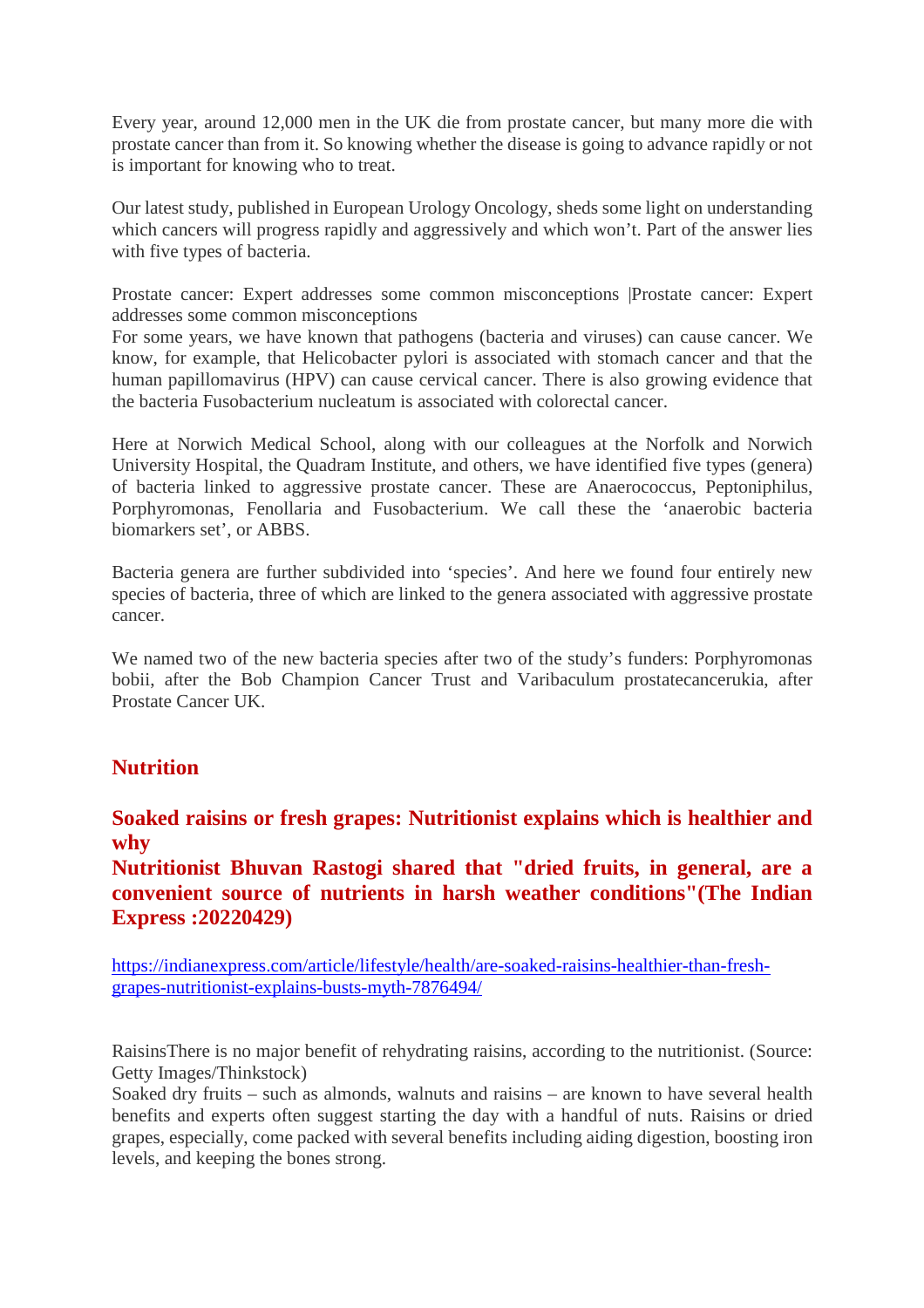Every year, around 12,000 men in the UK die from prostate cancer, but many more die with prostate cancer than from it. So knowing whether the disease is going to advance rapidly or not is important for knowing who to treat.

Our latest study, published in European Urology Oncology, sheds some light on understanding which cancers will progress rapidly and aggressively and which won't. Part of the answer lies with five types of bacteria.

Prostate cancer: Expert addresses some common misconceptions |Prostate cancer: Expert addresses some common misconceptions
For some years, we have known that pathogens (bacteria and viruses) can cause cancer. We know, for example, that Helicobacter pylori is associated with stomach cancer and that the human papillomavirus (HPV) can cause cervical cancer. There is also growing evidence that the bacteria Fusobacterium nucleatum is associated with colorectal cancer.

Here at Norwich Medical School, along with our colleagues at the Norfolk and Norwich University Hospital, the Quadram Institute, and others, we have identified five types (genera) of bacteria linked to aggressive prostate cancer. These are Anaerococcus, Peptoniphilus, Porphyromonas, Fenollaria and Fusobacterium. We call these the 'anaerobic bacteria biomarkers set', or ABBS.

Bacteria genera are further subdivided into 'species'. And here we found four entirely new species of bacteria, three of which are linked to the genera associated with aggressive prostate cancer.

We named two of the new bacteria species after two of the study's funders: Porphyromonas bobii, after the Bob Champion Cancer Trust and Varibaculum prostatecancerukia, after Prostate Cancer UK.

## Nutrition

### Soaked raisins or fresh grapes: Nutritionist explains which is healthier and why

### Nutritionist Bhuvan Rastogi shared that "dried fruits, in general, are a convenient source of nutrients in harsh weather conditions"(The Indian Express :20220429)

https://indianexpress.com/article/lifestyle/health/are-soaked-raisins-healthier-than-fresh-grapes-nutritionist-explains-busts-myth-7876494/

RaisinsThere is no major benefit of rehydrating raisins, according to the nutritionist. (Source: Getty Images/Thinkstock)
Soaked dry fruits – such as almonds, walnuts and raisins – are known to have several health benefits and experts often suggest starting the day with a handful of nuts. Raisins or dried grapes, especially, come packed with several benefits including aiding digestion, boosting iron levels, and keeping the bones strong.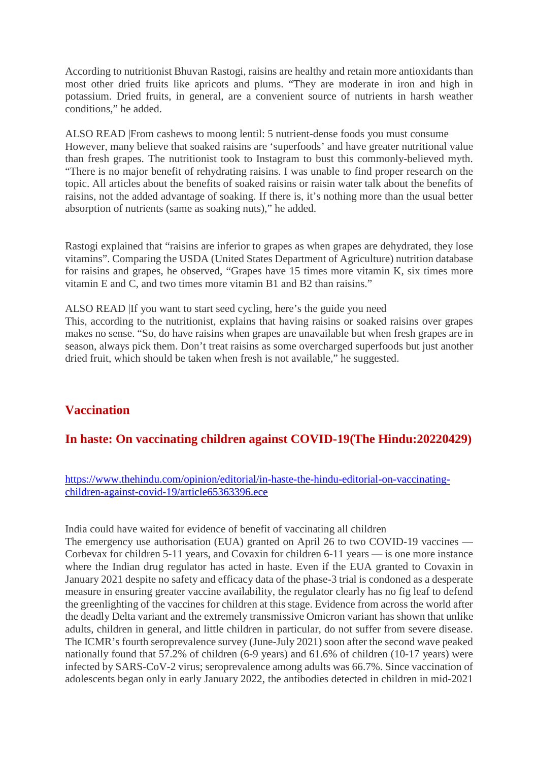According to nutritionist Bhuvan Rastogi, raisins are healthy and retain more antioxidants than most other dried fruits like apricots and plums. "They are moderate in iron and high in potassium. Dried fruits, in general, are a convenient source of nutrients in harsh weather conditions," he added.

ALSO READ |From cashews to moong lentil: 5 nutrient-dense foods you must consume
However, many believe that soaked raisins are 'superfoods' and have greater nutritional value than fresh grapes. The nutritionist took to Instagram to bust this commonly-believed myth. "There is no major benefit of rehydrating raisins. I was unable to find proper research on the topic. All articles about the benefits of soaked raisins or raisin water talk about the benefits of raisins, not the added advantage of soaking. If there is, it's nothing more than the usual better absorption of nutrients (same as soaking nuts)," he added.

Rastogi explained that "raisins are inferior to grapes as when grapes are dehydrated, they lose vitamins". Comparing the USDA (United States Department of Agriculture) nutrition database for raisins and grapes, he observed, "Grapes have 15 times more vitamin K, six times more vitamin E and C, and two times more vitamin B1 and B2 than raisins."

ALSO READ |If you want to start seed cycling, here's the guide you need
This, according to the nutritionist, explains that having raisins or soaked raisins over grapes makes no sense. "So, do have raisins when grapes are unavailable but when fresh grapes are in season, always pick them. Don't treat raisins as some overcharged superfoods but just another dried fruit, which should be taken when fresh is not available," he suggested.

## Vaccination

## In haste: On vaccinating children against COVID-19(The Hindu:20220429)

[https://www.thehindu.com/opinion/editorial/in-haste-the-hindu-editorial-on-vaccinating-children-against-covid-19/article65363396.ece](https://www.thehindu.com/opinion/editorial/in-haste-the-hindu-editorial-on-vaccinating-children-against-covid-19/article65363396.ece)

India could have waited for evidence of benefit of vaccinating all children
The emergency use authorisation (EUA) granted on April 26 to two COVID-19 vaccines — Corbevax for children 5-11 years, and Covaxin for children 6-11 years — is one more instance where the Indian drug regulator has acted in haste. Even if the EUA granted to Covaxin in January 2021 despite no safety and efficacy data of the phase-3 trial is condoned as a desperate measure in ensuring greater vaccine availability, the regulator clearly has no fig leaf to defend the greenlighting of the vaccines for children at this stage. Evidence from across the world after the deadly Delta variant and the extremely transmissive Omicron variant has shown that unlike adults, children in general, and little children in particular, do not suffer from severe disease. The ICMR's fourth seroprevalence survey (June-July 2021) soon after the second wave peaked nationally found that 57.2% of children (6-9 years) and 61.6% of children (10-17 years) were infected by SARS-CoV-2 virus; seroprevalence among adults was 66.7%. Since vaccination of adolescents began only in early January 2022, the antibodies detected in children in mid-2021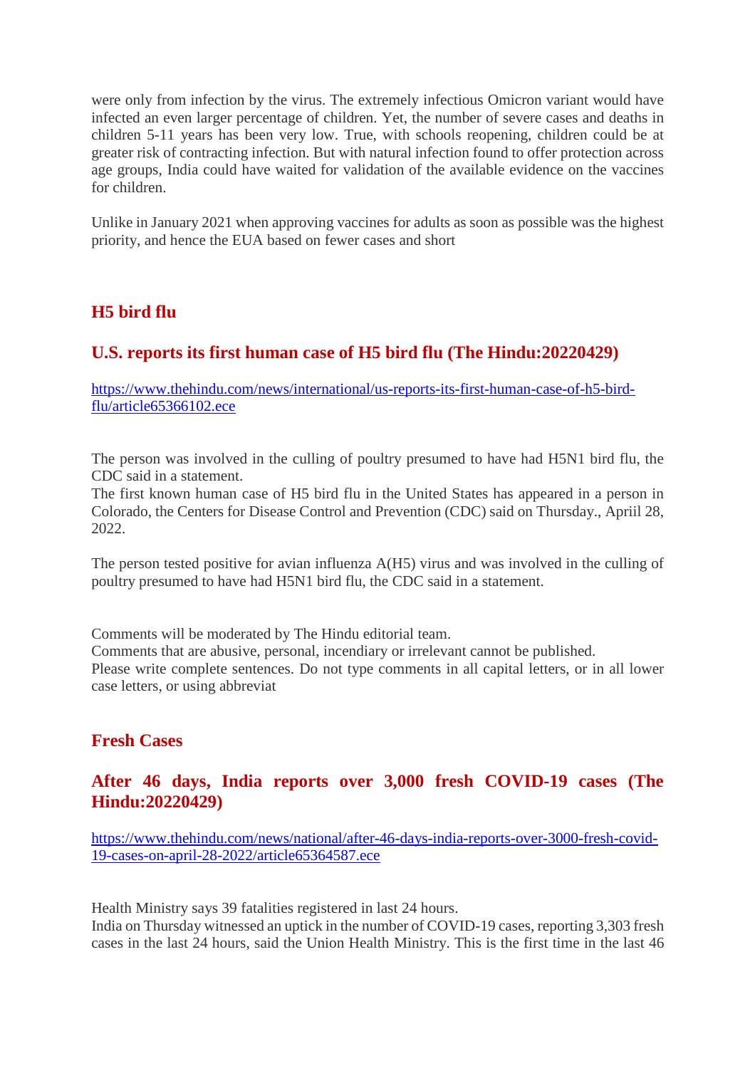were only from infection by the virus. The extremely infectious Omicron variant would have infected an even larger percentage of children. Yet, the number of severe cases and deaths in children 5-11 years has been very low. True, with schools reopening, children could be at greater risk of contracting infection. But with natural infection found to offer protection across age groups, India could have waited for validation of the available evidence on the vaccines for children.

Unlike in January 2021 when approving vaccines for adults as soon as possible was the highest priority, and hence the EUA based on fewer cases and short

## H5 bird flu

## U.S. reports its first human case of H5 bird flu (The Hindu:20220429)

https://www.thehindu.com/news/international/us-reports-its-first-human-case-of-h5-bird-flu/article65366102.ece

The person was involved in the culling of poultry presumed to have had H5N1 bird flu, the CDC said in a statement.
The first known human case of H5 bird flu in the United States has appeared in a person in Colorado, the Centers for Disease Control and Prevention (CDC) said on Thursday., Apriil 28, 2022.

The person tested positive for avian influenza A(H5) virus and was involved in the culling of poultry presumed to have had H5N1 bird flu, the CDC said in a statement.

Comments will be moderated by The Hindu editorial team.
Comments that are abusive, personal, incendiary or irrelevant cannot be published.
Please write complete sentences. Do not type comments in all capital letters, or in all lower case letters, or using abbreviat

## Fresh Cases

## After 46 days, India reports over 3,000 fresh COVID-19 cases (The Hindu:20220429)

https://www.thehindu.com/news/national/after-46-days-india-reports-over-3000-fresh-covid-19-cases-on-april-28-2022/article65364587.ece

Health Ministry says 39 fatalities registered in last 24 hours.
India on Thursday witnessed an uptick in the number of COVID-19 cases, reporting 3,303 fresh cases in the last 24 hours, said the Union Health Ministry. This is the first time in the last 46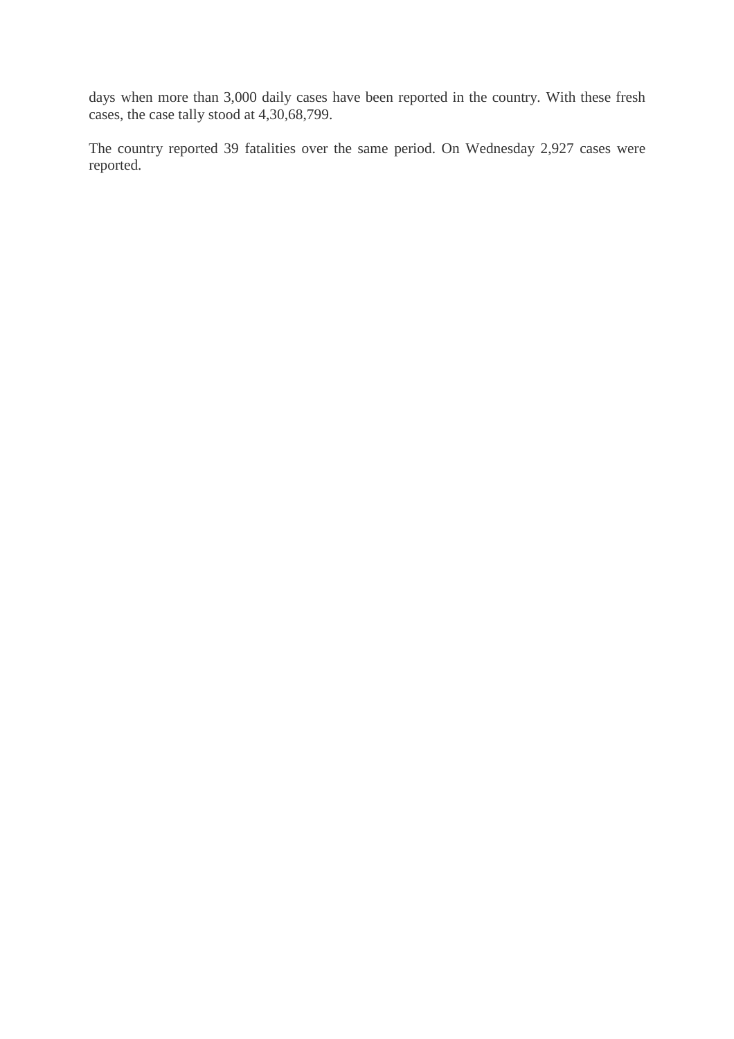days when more than 3,000 daily cases have been reported in the country. With these fresh cases, the case tally stood at 4,30,68,799.

The country reported 39 fatalities over the same period. On Wednesday 2,927 cases were reported.